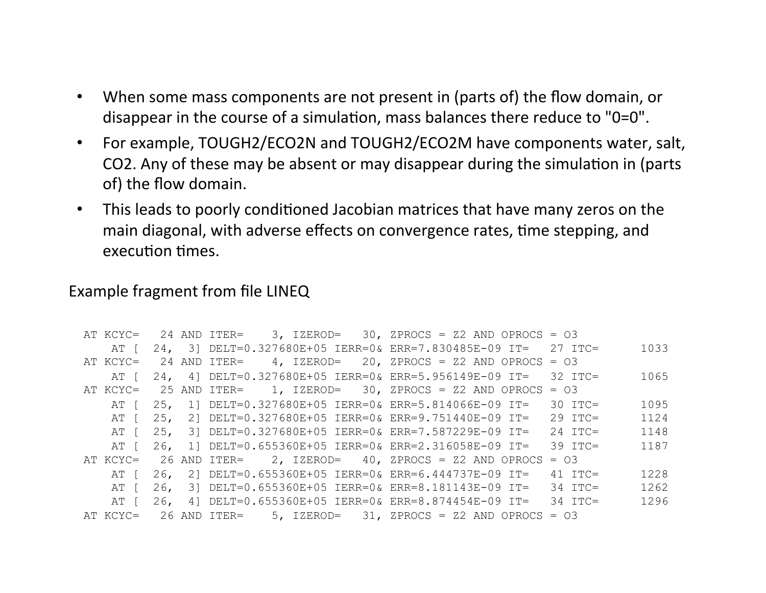- When some mass components are not present in (parts of) the flow domain, or disappear in the course of a simulation, mass balances there reduce to "0=0".
- For example, TOUGH2/ECO2N and TOUGH2/ECO2M have components water, salt, $CO_2$. Any of these may be absent or may disappear during the simulation in (parts of) the flow domain.
- This leads to poorly conditioned Jacobian matrices that have many zeros on the main diagonal, with adverse effects on convergence rates, time stepping, and execution times.

Example fragment from file LINEQ

```
AT KCYC=   24 AND ITER=    3, IZEROD=   30, ZPROCS = Z2 AND OPROCS = O3
    AT [  24,  3] DELT=0.327680E+05 IERR=0& ERR=7.830485E-09 IT=   27 ITC=      1033
AT KCYC=   24 AND ITER=    4, IZEROD=   20, ZPROCS = Z2 AND OPROCS = O3
    AT [  24,  4] DELT=0.327680E+05 IERR=0& ERR=5.956149E-09 IT=   32 ITC=      1065
AT KCYC=   25 AND ITER=    1, IZEROD=   30, ZPROCS = Z2 AND OPROCS = O3
    AT [  25,  1] DELT=0.327680E+05 IERR=0& ERR=5.814066E-09 IT=   30 ITC=      1095
    AT [  25,  2] DELT=0.327680E+05 IERR=0& ERR=9.751440E-09 IT=   29 ITC=      1124
    AT [  25,  3] DELT=0.327680E+05 IERR=0& ERR=7.587229E-09 IT=   24 ITC=      1148
    AT [  26,  1] DELT=0.655360E+05 IERR=0& ERR=2.316058E-09 IT=   39 ITC=      1187
AT KCYC=   26 AND ITER=    2, IZEROD=   40, ZPROCS = Z2 AND OPROCS = O3
    AT [  26,  2] DELT=0.655360E+05 IERR=0& ERR=6.444737E-09 IT=   41 ITC=      1228
    AT [  26,  3] DELT=0.655360E+05 IERR=0& ERR=8.181143E-09 IT=   34 ITC=      1262
    AT [  26,  4] DELT=0.655360E+05 IERR=0& ERR=8.874454E-09 IT=   34 ITC=      1296
AT KCYC=   26 AND ITER=    5, IZEROD=   31, ZPROCS = Z2 AND OPROCS = O3
```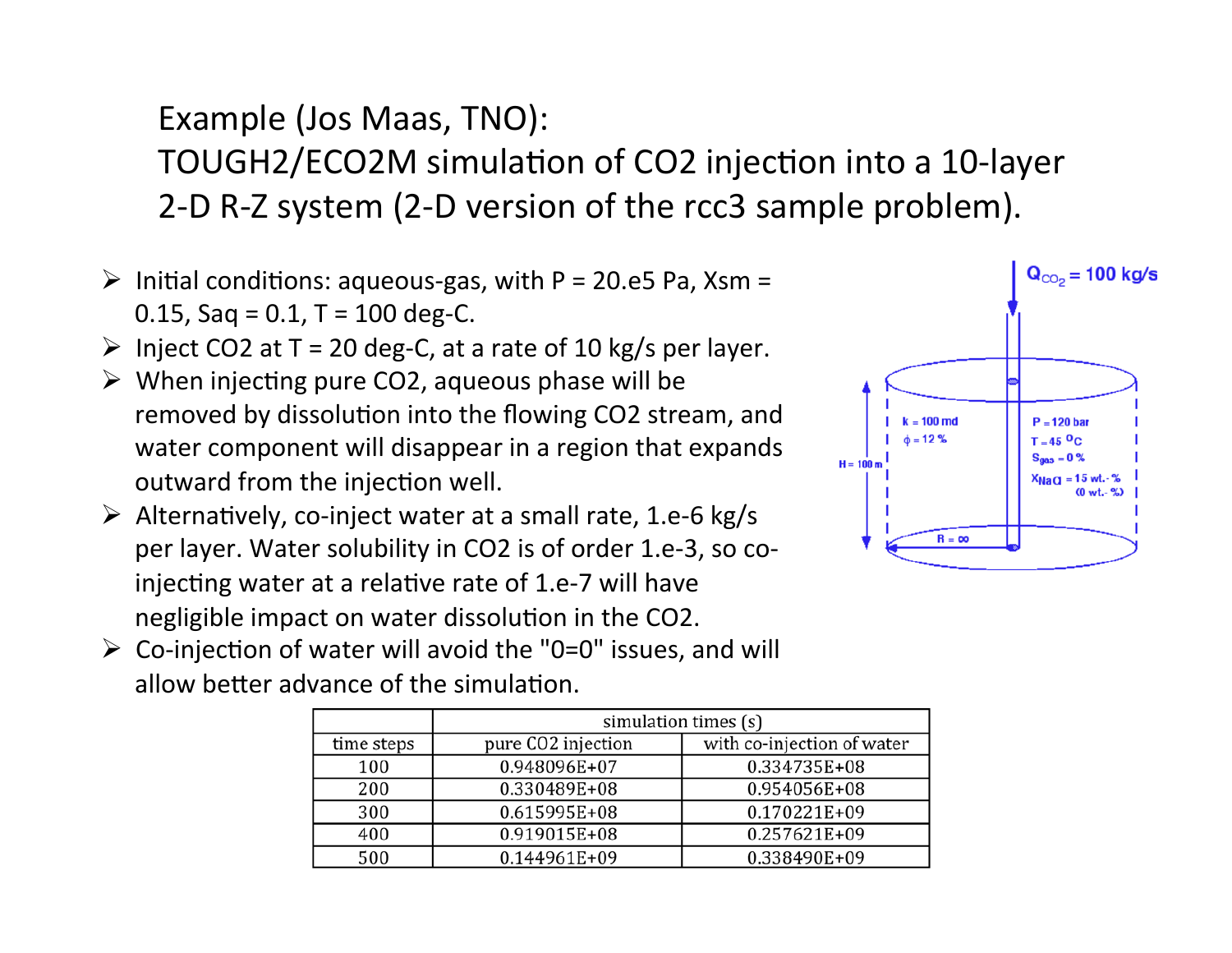# Example (Jos Maas, TNO): TOUGH2/ECO2M simulation of CO2 injection into a 10-layer 2-D R-Z system (2-D version of the rcc3 sample problem).

- Initial conditions: aqueous-gas, with P = 20.e5 Pa, Xsm = 0.15, Saq = 0.1, T = 100 deg-C.
- Inject CO2 at T = 20 deg-C, at a rate of 10 kg/s per layer.
- When injecting pure CO2, aqueous phase will be removed by dissolution into the flowing CO2 stream, and water component will disappear in a region that expands outward from the injection well.
- Alternatively, co-inject water at a small rate, 1.e-6 kg/s per layer. Water solubility in CO2 is of order 1.e-3, so co-injecting water at a relative rate of 1.e-7 will have negligible impact on water dissolution in the CO2.
- Co-injection of water will avoid the "0=0" issues, and will allow better advance of the simulation.

$Q_{CO_2}$ = 100 kg/s

k = 100 md

$\phi$ = 12 %

H = 100 m

R = ∞

P = 120 bar

T = 45 $^{o}$C

$S_{gas}$ = 0 %

$X_{NaCl}$ = 15 wt.-% (0 wt.-%)

| | simulation times (s) | |
|---|---|---|
| time steps | pure CO2 injection | with co-injection of water |
| 100 | 0.948096E+07 | 0.334735E+08 |
| 200 | 0.330489E+08 | 0.954056E+08 |
| 300 | 0.615995E+08 | 0.170221E+09 |
| 400 | 0.919015E+08 | 0.257621E+09 |
| 500 | 0.144961E+09 | 0.338490E+09 |